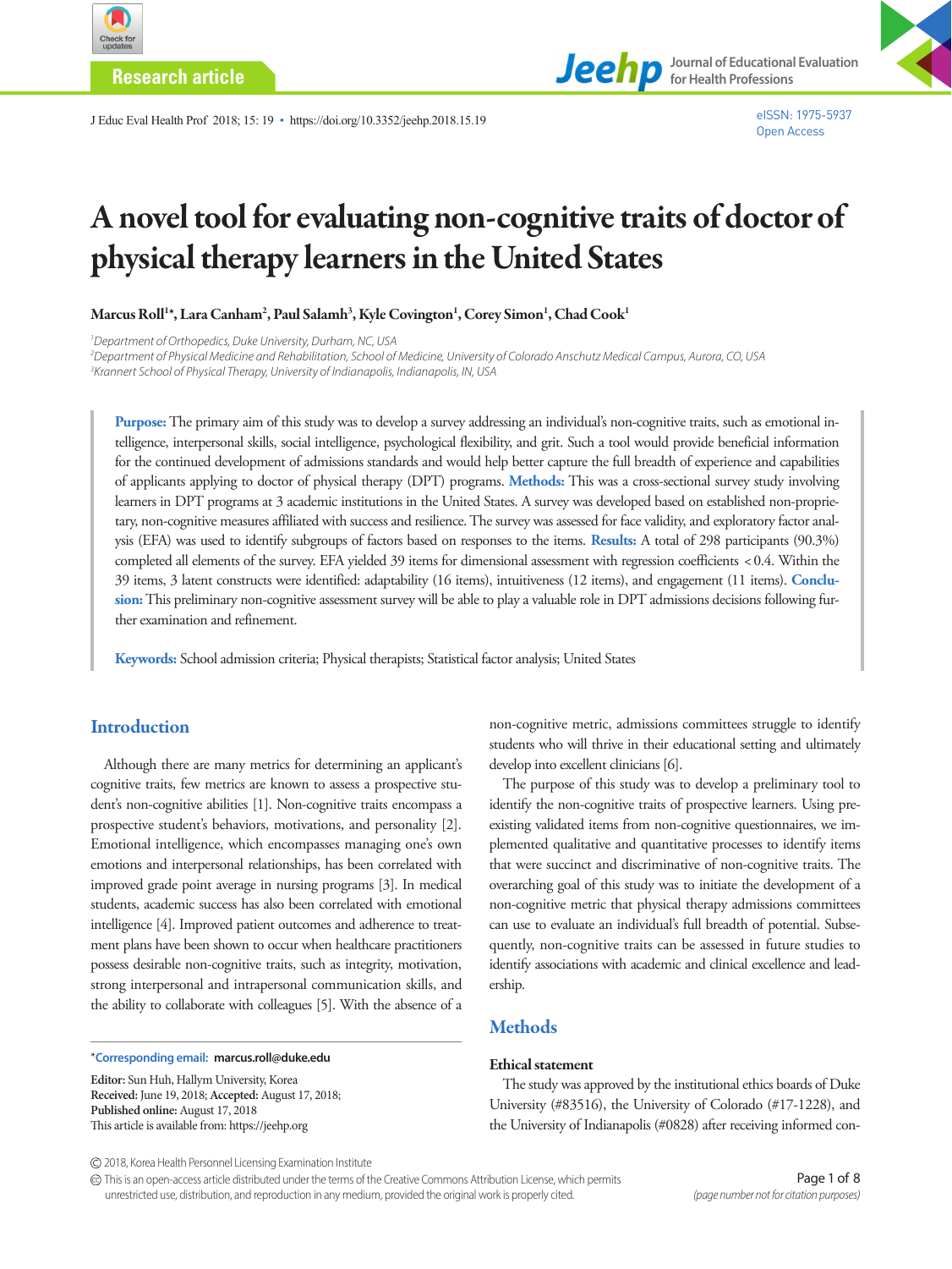Research article

# A novel tool for evaluating non-cognitive traits of doctor of physical therapy learners in the United States

**Marcus Roll[1]*, Lara Canham[2], Paul Salamh[3], Kyle Covington[1], Corey Simon[1], Chad Cook[1]**

[1]*Department of Orthopedics, Duke University, Durham, NC, USA*
[2]*Department of Physical Medicine and Rehabilitation, School of Medicine, University of Colorado Anschutz Medical Campus, Aurora, CO, USA*
[3]*Krannert School of Physical Therapy, University of Indianapolis, Indianapolis, IN, USA*

**Purpose:** The primary aim of this study was to develop a survey addressing an individual's non-cognitive traits, such as emotional intelligence, interpersonal skills, social intelligence, psychological flexibility, and grit. Such a tool would provide beneficial information for the continued development of admissions standards and would help better capture the full breadth of experience and capabilities of applicants applying to doctor of physical therapy (DPT) programs. **Methods:** This was a cross-sectional survey study involving learners in DPT programs at 3 academic institutions in the United States. A survey was developed based on established non-proprietary, non-cognitive measures affiliated with success and resilience. The survey was assessed for face validity, and exploratory factor analysis (EFA) was used to identify subgroups of factors based on responses to the items. **Results:** A total of 298 participants (90.3%) completed all elements of the survey. EFA yielded 39 items for dimensional assessment with regression coefficients <0.4. Within the 39 items, 3 latent constructs were identified: adaptability (16 items), intuitiveness (12 items), and engagement (11 items). **Conclusion:** This preliminary non-cognitive assessment survey will be able to play a valuable role in DPT admissions decisions following further examination and refinement.

**Keywords:** School admission criteria; Physical therapists; Statistical factor analysis; United States

## Introduction

Although there are many metrics for determining an applicant's cognitive traits, few metrics are known to assess a prospective student's non-cognitive abilities [1]. Non-cognitive traits encompass a prospective student's behaviors, motivations, and personality [2]. Emotional intelligence, which encompasses managing one's own emotions and interpersonal relationships, has been correlated with improved grade point average in nursing programs [3]. In medical students, academic success has also been correlated with emotional intelligence [4]. Improved patient outcomes and adherence to treatment plans have been shown to occur when healthcare practitioners possess desirable non-cognitive traits, such as integrity, motivation, strong interpersonal and intrapersonal communication skills, and the ability to collaborate with colleagues [5]. With the absence of a non-cognitive metric, admissions committees struggle to identify students who will thrive in their educational setting and ultimately develop into excellent clinicians [6].

The purpose of this study was to develop a preliminary tool to identify the non-cognitive traits of prospective learners. Using pre-existing validated items from non-cognitive questionnaires, we implemented qualitative and quantitative processes to identify items that were succinct and discriminative of non-cognitive traits. The overarching goal of this study was to initiate the development of a non-cognitive metric that physical therapy admissions committees can use to evaluate an individual's full breadth of potential. Subsequently, non-cognitive traits can be assessed in future studies to identify associations with academic and clinical excellence and leadership.

## Methods

### Ethical statement

The study was approved by the institutional ethics boards of Duke University (#83516), the University of Colorado (#17-1228), and the University of Indianapolis (#0828) after receiving informed con-

*Corresponding email: marcus.roll@duke.edu

**Editor:** Sun Huh, Hallym University, Korea
**Received:** June 19, 2018; **Accepted:** August 17, 2018;
**Published online:** August 17, 2018
This article is available from: https://jeehp.org

© 2018, Korea Health Personnel Licensing Examination Institute
This is an open-access article distributed under the terms of the Creative Commons Attribution License, which permits unrestricted use, distribution, and reproduction in any medium, provided the original work is properly cited.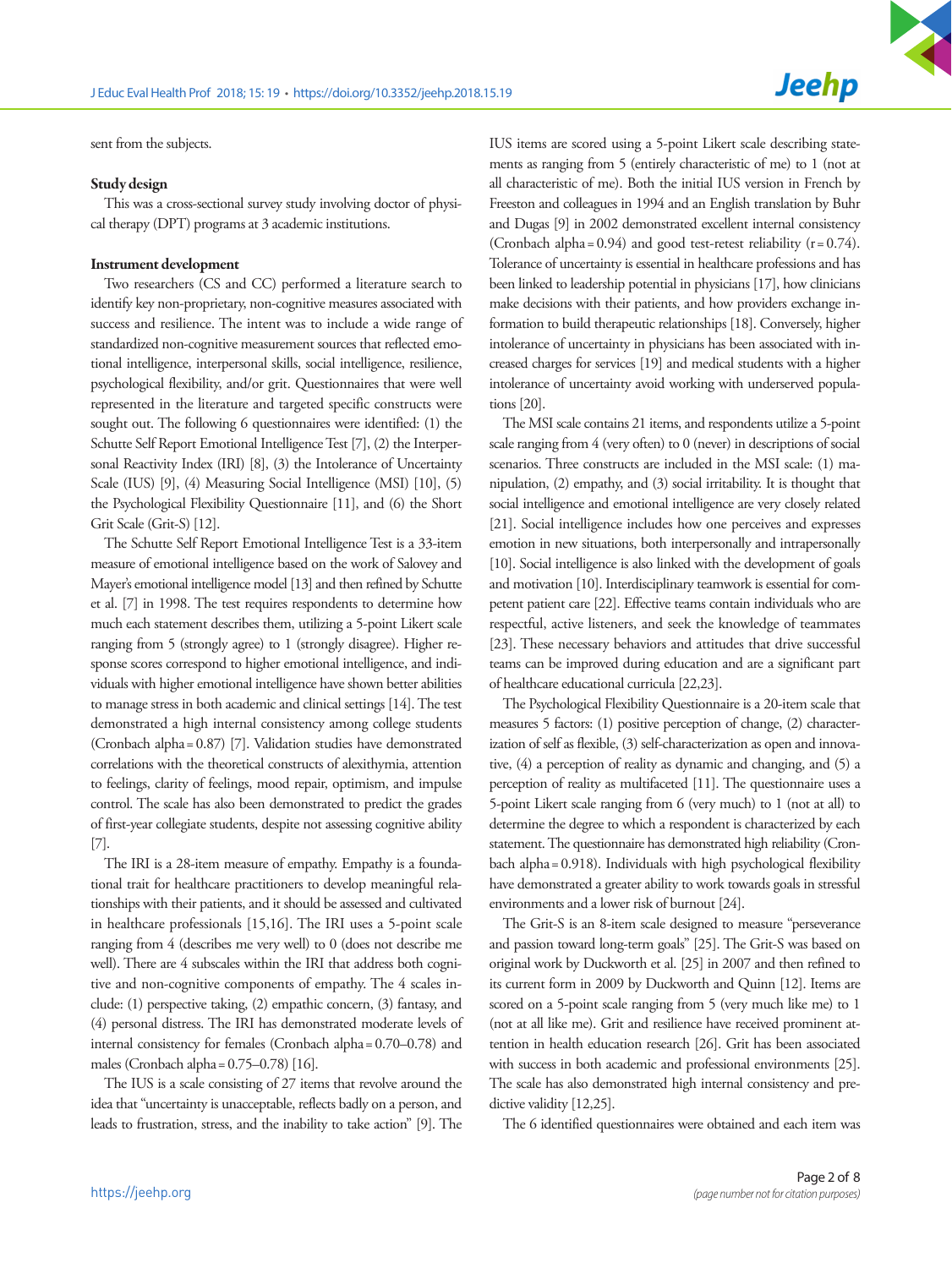sent from the subjects.

### Study design

This was a cross-sectional survey study involving doctor of physical therapy (DPT) programs at 3 academic institutions.

### Instrument development

Two researchers (CS and CC) performed a literature search to identify key non-proprietary, non-cognitive measures associated with success and resilience. The intent was to include a wide range of standardized non-cognitive measurement sources that reflected emotional intelligence, interpersonal skills, social intelligence, resilience, psychological flexibility, and/or grit. Questionnaires that were well represented in the literature and targeted specific constructs were sought out. The following 6 questionnaires were identified: (1) the Schutte Self Report Emotional Intelligence Test [7], (2) the Interpersonal Reactivity Index (IRI) [8], (3) the Intolerance of Uncertainty Scale (IUS) [9], (4) Measuring Social Intelligence (MSI) [10], (5) the Psychological Flexibility Questionnaire [11], and (6) the Short Grit Scale (Grit-S) [12].

The Schutte Self Report Emotional Intelligence Test is a 33-item measure of emotional intelligence based on the work of Salovey and Mayer's emotional intelligence model [13] and then refined by Schutte et al. [7] in 1998. The test requires respondents to determine how much each statement describes them, utilizing a 5-point Likert scale ranging from 5 (strongly agree) to 1 (strongly disagree). Higher response scores correspond to higher emotional intelligence, and individuals with higher emotional intelligence have shown better abilities to manage stress in both academic and clinical settings [14]. The test demonstrated a high internal consistency among college students (Cronbach alpha = 0.87) [7]. Validation studies have demonstrated correlations with the theoretical constructs of alexithymia, attention to feelings, clarity of feelings, mood repair, optimism, and impulse control. The scale has also been demonstrated to predict the grades of first-year collegiate students, despite not assessing cognitive ability [7].

The IRI is a 28-item measure of empathy. Empathy is a foundational trait for healthcare practitioners to develop meaningful relationships with their patients, and it should be assessed and cultivated in healthcare professionals [15,16]. The IRI uses a 5-point scale ranging from 4 (describes me very well) to 0 (does not describe me well). There are 4 subscales within the IRI that address both cognitive and non-cognitive components of empathy. The 4 scales include: (1) perspective taking, (2) empathic concern, (3) fantasy, and (4) personal distress. The IRI has demonstrated moderate levels of internal consistency for females (Cronbach alpha = 0.70–0.78) and males (Cronbach alpha = 0.75–0.78) [16].

The IUS is a scale consisting of 27 items that revolve around the idea that "uncertainty is unacceptable, reflects badly on a person, and leads to frustration, stress, and the inability to take action" [9]. The IUS items are scored using a 5-point Likert scale describing statements as ranging from 5 (entirely characteristic of me) to 1 (not at all characteristic of me). Both the initial IUS version in French by Freeston and colleagues in 1994 and an English translation by Buhr and Dugas [9] in 2002 demonstrated excellent internal consistency (Cronbach alpha = 0.94) and good test-retest reliability (r = 0.74). Tolerance of uncertainty is essential in healthcare professions and has been linked to leadership potential in physicians [17], how clinicians make decisions with their patients, and how providers exchange information to build therapeutic relationships [18]. Conversely, higher intolerance of uncertainty in physicians has been associated with increased charges for services [19] and medical students with a higher intolerance of uncertainty avoid working with underserved populations [20].

The MSI scale contains 21 items, and respondents utilize a 5-point scale ranging from 4 (very often) to 0 (never) in descriptions of social scenarios. Three constructs are included in the MSI scale: (1) manipulation, (2) empathy, and (3) social irritability. It is thought that social intelligence and emotional intelligence are very closely related [21]. Social intelligence includes how one perceives and expresses emotion in new situations, both interpersonally and intrapersonally [10]. Social intelligence is also linked with the development of goals and motivation [10]. Interdisciplinary teamwork is essential for competent patient care [22]. Effective teams contain individuals who are respectful, active listeners, and seek the knowledge of teammates [23]. These necessary behaviors and attitudes that drive successful teams can be improved during education and are a significant part of healthcare educational curricula [22,23].

The Psychological Flexibility Questionnaire is a 20-item scale that measures 5 factors: (1) positive perception of change, (2) characterization of self as flexible, (3) self-characterization as open and innovative, (4) a perception of reality as dynamic and changing, and (5) a perception of reality as multifaceted [11]. The questionnaire uses a 5-point Likert scale ranging from 6 (very much) to 1 (not at all) to determine the degree to which a respondent is characterized by each statement. The questionnaire has demonstrated high reliability (Cronbach alpha = 0.918). Individuals with high psychological flexibility have demonstrated a greater ability to work towards goals in stressful environments and a lower risk of burnout [24].

The Grit-S is an 8-item scale designed to measure "perseverance and passion toward long-term goals" [25]. The Grit-S was based on original work by Duckworth et al. [25] in 2007 and then refined to its current form in 2009 by Duckworth and Quinn [12]. Items are scored on a 5-point scale ranging from 5 (very much like me) to 1 (not at all like me). Grit and resilience have received prominent attention in health education research [26]. Grit has been associated with success in both academic and professional environments [25]. The scale has also demonstrated high internal consistency and predictive validity [12,25].

The 6 identified questionnaires were obtained and each item was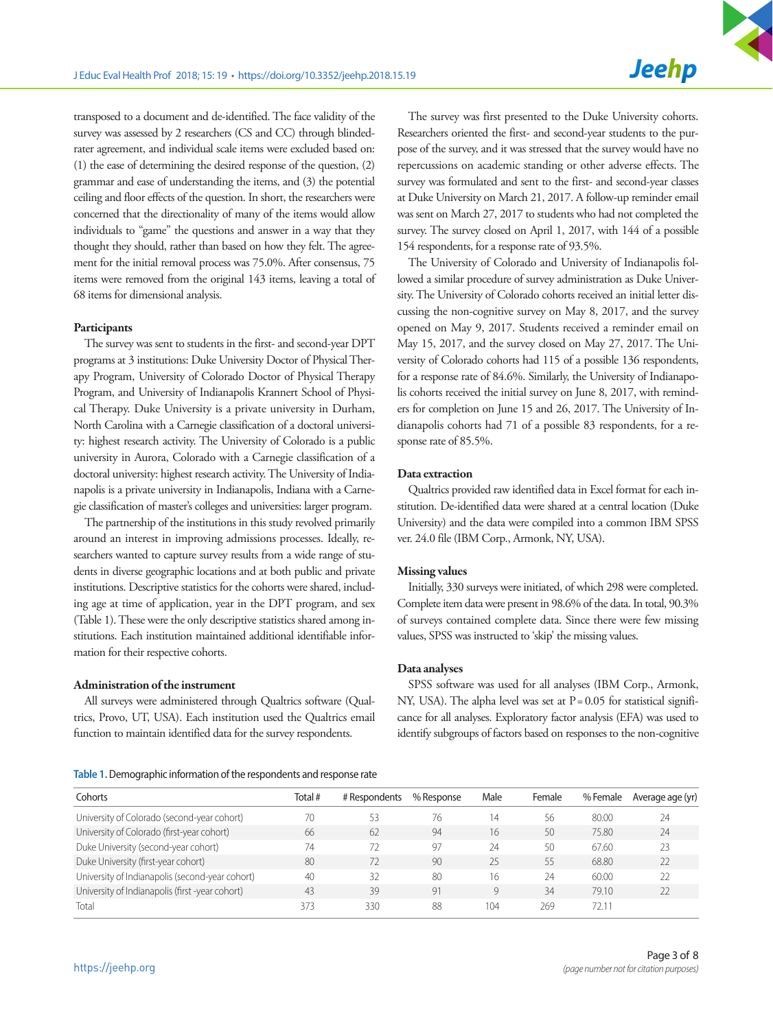transposed to a document and de-identified. The face validity of the survey was assessed by 2 researchers (CS and CC) through blinded-rater agreement, and individual scale items were excluded based on: (1) the ease of determining the desired response of the question, (2) grammar and ease of understanding the items, and (3) the potential ceiling and floor effects of the question. In short, the researchers were concerned that the directionality of many of the items would allow individuals to "game" the questions and answer in a way that they thought they should, rather than based on how they felt. The agreement for the initial removal process was 75.0%. After consensus, 75 items were removed from the original 143 items, leaving a total of 68 items for dimensional analysis.

### Participants

The survey was sent to students in the first- and second-year DPT programs at 3 institutions: Duke University Doctor of Physical Therapy Program, University of Colorado Doctor of Physical Therapy Program, and University of Indianapolis Krannert School of Physical Therapy. Duke University is a private university in Durham, North Carolina with a Carnegie classification of a doctoral university: highest research activity. The University of Colorado is a public university in Aurora, Colorado with a Carnegie classification of a doctoral university: highest research activity. The University of Indianapolis is a private university in Indianapolis, Indiana with a Carnegie classification of master's colleges and universities: larger program.

The partnership of the institutions in this study revolved primarily around an interest in improving admissions processes. Ideally, researchers wanted to capture survey results from a wide range of students in diverse geographic locations and at both public and private institutions. Descriptive statistics for the cohorts were shared, including age at time of application, year in the DPT program, and sex (Table 1). These were the only descriptive statistics shared among institutions. Each institution maintained additional identifiable information for their respective cohorts.

### Administration of the instrument

All surveys were administered through Qualtrics software (Qualtrics, Provo, UT, USA). Each institution used the Qualtrics email function to maintain identified data for the survey respondents.

The survey was first presented to the Duke University cohorts. Researchers oriented the first- and second-year students to the purpose of the survey, and it was stressed that the survey would have no repercussions on academic standing or other adverse effects. The survey was formulated and sent to the first- and second-year classes at Duke University on March 21, 2017. A follow-up reminder email was sent on March 27, 2017 to students who had not completed the survey. The survey closed on April 1, 2017, with 144 of a possible 154 respondents, for a response rate of 93.5%.

The University of Colorado and University of Indianapolis followed a similar procedure of survey administration as Duke University. The University of Colorado cohorts received an initial letter discussing the non-cognitive survey on May 8, 2017, and the survey opened on May 9, 2017. Students received a reminder email on May 15, 2017, and the survey closed on May 27, 2017. The University of Colorado cohorts had 115 of a possible 136 respondents, for a response rate of 84.6%. Similarly, the University of Indianapolis cohorts received the initial survey on June 8, 2017, with reminders for completion on June 15 and 26, 2017. The University of Indianapolis cohorts had 71 of a possible 83 respondents, for a response rate of 85.5%.

### Data extraction

Qualtrics provided raw identified data in Excel format for each institution. De-identified data were shared at a central location (Duke University) and the data were compiled into a common IBM SPSS ver. 24.0 file (IBM Corp., Armonk, NY, USA).

### Missing values

Initially, 330 surveys were initiated, of which 298 were completed. Complete item data were present in 98.6% of the data. In total, 90.3% of surveys contained complete data. Since there were few missing values, SPSS was instructed to 'skip' the missing values.

### Data analyses

SPSS software was used for all analyses (IBM Corp., Armonk, NY, USA). The alpha level was set at P = 0.05 for statistical significance for all analyses. Exploratory factor analysis (EFA) was used to identify subgroups of factors based on responses to the non-cognitive

**Table 1.** Demographic information of the respondents and response rate

| Cohorts | Total # | # Respondents | % Response | Male | Female | % Female | Average age (yr) |
|---|---|---|---|---|---|---|---|
| University of Colorado (second-year cohort) | 70 | 53 | 76 | 14 | 56 | 80.00 | 24 |
| University of Colorado (first-year cohort) | 66 | 62 | 94 | 16 | 50 | 75.80 | 24 |
| Duke University (second-year cohort) | 74 | 72 | 97 | 24 | 50 | 67.60 | 23 |
| Duke University (first-year cohort) | 80 | 72 | 90 | 25 | 55 | 68.80 | 22 |
| University of Indianapolis (second-year cohort) | 40 | 32 | 80 | 16 | 24 | 60.00 | 22 |
| University of Indianapolis (first -year cohort) | 43 | 39 | 91 | 9 | 34 | 79.10 | 22 |
| Total | 373 | 330 | 88 | 104 | 269 | 72.11 | |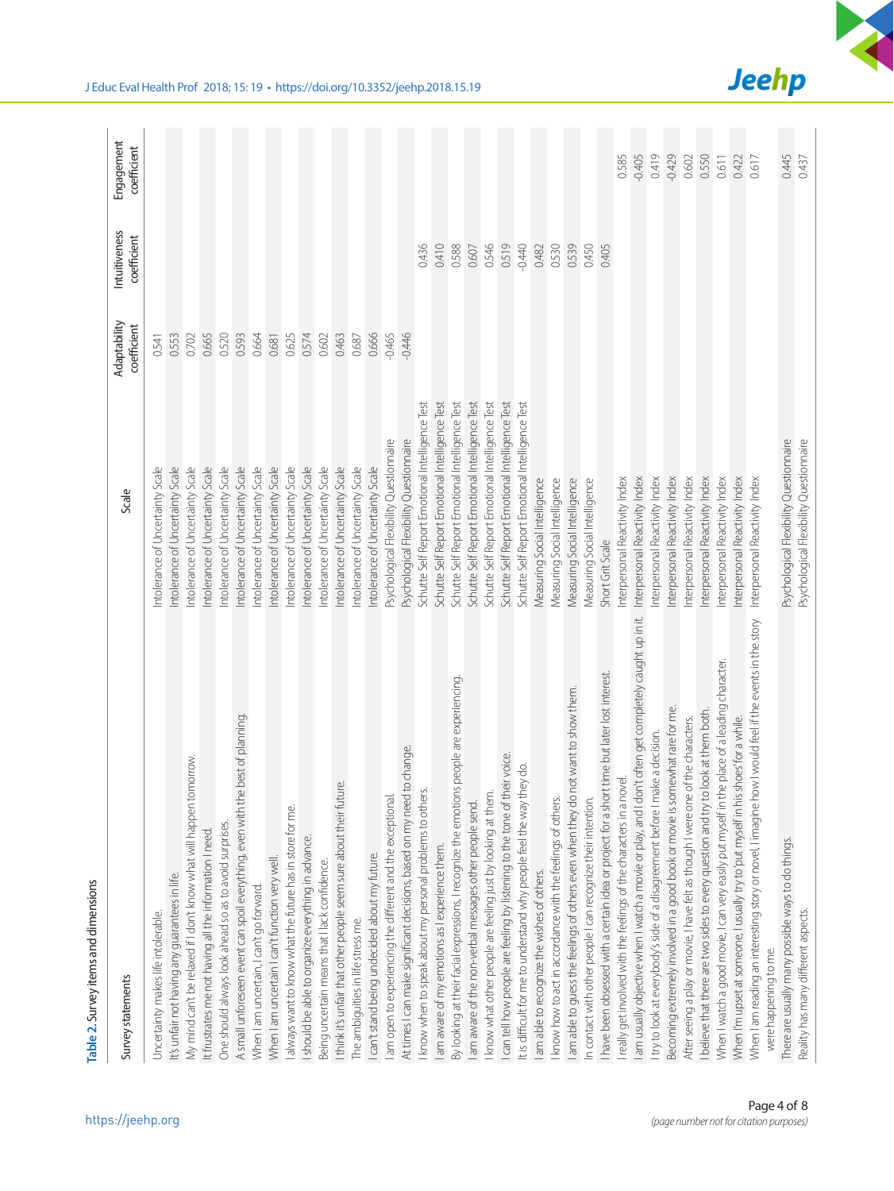**Table 2.** Survey items and dimensions

| Survey statements | Scale | Adaptability coefficient | Intuitiveness coefficient | Engagement coefficient |
|---|---|---|---|---|
| Uncertainty makes life intolerable. | Intolerance of Uncertainty Scale | 0.541 | | |
| It's unfair not having any guarantees in life. | Intolerance of Uncertainty Scale | 0.553 | | |
| My mind can't be relaxed if I don't know what will happen tomorrow. | Intolerance of Uncertainty Scale | 0.702 | | |
| It frustrates me not having all the information I need. | Intolerance of Uncertainty Scale | 0.665 | | |
| One should always look ahead so as to avoid surprises. | Intolerance of Uncertainty Scale | 0.520 | | |
| A small unforeseen event can spoil everything, even with the best of planning. | Intolerance of Uncertainty Scale | 0.593 | | |
| When I am uncertain, I can't go forward. | Intolerance of Uncertainty Scale | 0.664 | | |
| When I am uncertain I can't function very well. | Intolerance of Uncertainty Scale | 0.681 | | |
| I always want to know what the future has in store for me. | Intolerance of Uncertainty Scale | 0.625 | | |
| I should be able to organize everything in advance. | Intolerance of Uncertainty Scale | 0.574 | | |
| Being uncertain means that I lack confidence. | Intolerance of Uncertainty Scale | 0.602 | | |
| I think it's unfair that other people seem sure about their future. | Intolerance of Uncertainty Scale | 0.463 | | |
| The ambiguities in life stress me. | Intolerance of Uncertainty Scale | 0.687 | | |
| I can't stand being undecided about my future. | Intolerance of Uncertainty Scale | 0.666 | | |
| I am open to experiencing the different and the exceptional. | Psychological Flexibility Questionnaire | -0.465 | | |
| At times I can make significant decisions, based on my need to change. | Psychological Flexibility Questionnaire | -0.446 | | |
| I know when to speak about my personal problems to others. | Schutte Self Report Emotional Intelligence Test | | 0.436 | |
| I am aware of my emotions as I experience them. | Schutte Self Report Emotional Intelligence Test | | 0.410 | |
| By looking at their facial expressions, I recognize the emotions people are experiencing. | Schutte Self Report Emotional Intelligence Test | | 0.588 | |
| I am aware of the non-verbal messages other people send. | Schutte Self Report Emotional Intelligence Test | | 0.607 | |
| I know what other people are feeling just by looking at them. | Schutte Self Report Emotional Intelligence Test | | 0.546 | |
| I can tell how people are feeling by listening to the tone of their voice. | Schutte Self Report Emotional Intelligence Test | | 0.519 | |
| It is difficult for me to understand why people feel the way they do. | Schutte Self Report Emotional Intelligence Test | | -0.440 | |
| I am able to recognize the wishes of others. | Measuring Social Intelligence | | 0.482 | |
| I know how to act in accordance with the feelings of others. | Measuring Social Intelligence | | 0.530 | |
| I am able to guess the feelings of others even when they do not want to show them. | Measuring Social Intelligence | | 0.539 | |
| In contact with other people I can recognize their intention. | Measuring Social Intelligence | | 0.450 | |
| I have been obsessed with a certain idea or project for a short time but later lost interest. | Short Grit Scale | | 0.405 | |
| I really get involved with the feelings of the characters in a novel. | Interpersonal Reactivity Index | | | 0.585 |
| I am usually objective when I watch a movie or play, and I don't often get completely caught up in it. | Interpersonal Reactivity Index | | | -0.405 |
| I try to look at everybody's side of a disagreement before I make a decision. | Interpersonal Reactivity Index | | | 0.419 |
| Becoming extremely involved in a good book or movie is somewhat rare for me. | Interpersonal Reactivity Index | | | -0.429 |
| After seeing a play or movie, I have felt as though I were one of the characters. | Interpersonal Reactivity Index | | | 0.602 |
| I believe that there are two sides to every question and try to look at them both. | Interpersonal Reactivity Index | | | 0.550 |
| When I watch a good movie, I can very easily put myself in the place of a leading character. | Interpersonal Reactivity Index | | | 0.611 |
| When I'm upset at someone, I usually try to put myself in his shoes for a while. | Interpersonal Reactivity Index | | | 0.422 |
| When I am reading an interesting story or novel, I imagine how I would feel if the events in the story were happening to me. | Interpersonal Reactivity Index | | | 0.617 |
| There are usually many possible ways to do things. | Psychological Flexibility Questionnaire | | | 0.445 |
| Reality has many different aspects. | Psychological Flexibility Questionnaire | | | 0.437 |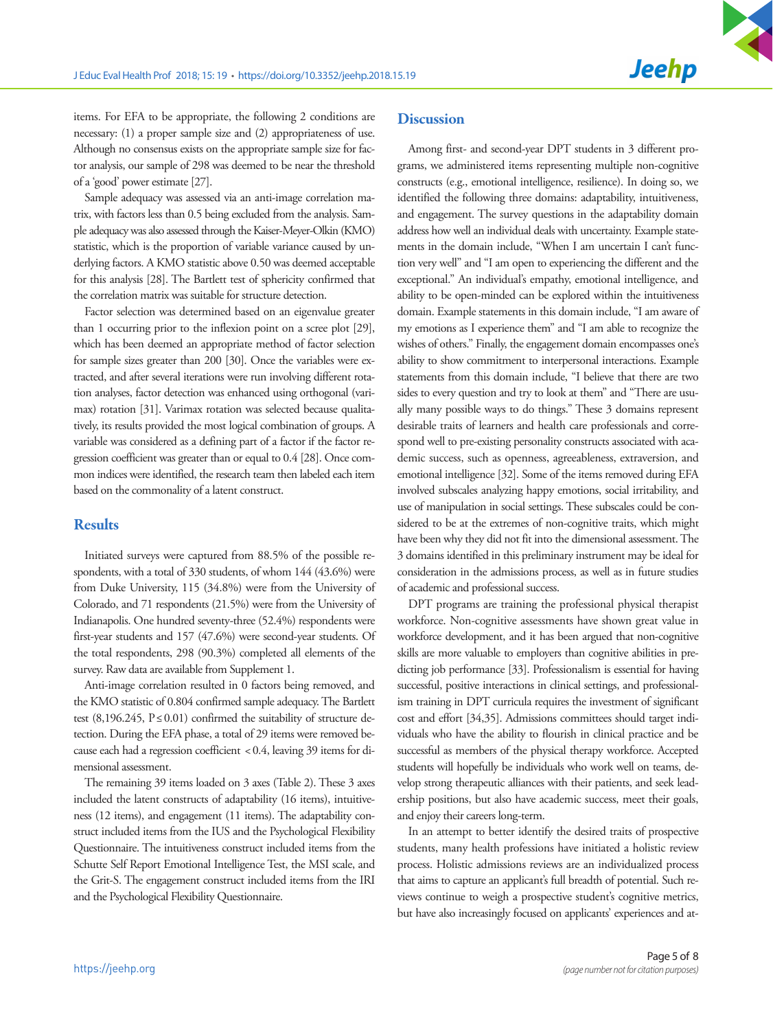items. For EFA to be appropriate, the following 2 conditions are necessary: (1) a proper sample size and (2) appropriateness of use. Although no consensus exists on the appropriate sample size for factor analysis, our sample of 298 was deemed to be near the threshold of a 'good' power estimate [27].

Sample adequacy was assessed via an anti-image correlation matrix, with factors less than 0.5 being excluded from the analysis. Sample adequacy was also assessed through the Kaiser-Meyer-Olkin (KMO) statistic, which is the proportion of variable variance caused by underlying factors. A KMO statistic above 0.50 was deemed acceptable for this analysis [28]. The Bartlett test of sphericity confirmed that the correlation matrix was suitable for structure detection.

Factor selection was determined based on an eigenvalue greater than 1 occurring prior to the inflexion point on a scree plot [29], which has been deemed an appropriate method of factor selection for sample sizes greater than 200 [30]. Once the variables were extracted, and after several iterations were run involving different rotation analyses, factor detection was enhanced using orthogonal (varimax) rotation [31]. Varimax rotation was selected because qualitatively, its results provided the most logical combination of groups. A variable was considered as a defining part of a factor if the factor regression coefficient was greater than or equal to 0.4 [28]. Once common indices were identified, the research team then labeled each item based on the commonality of a latent construct.

## Results

Initiated surveys were captured from 88.5% of the possible respondents, with a total of 330 students, of whom 144 (43.6%) were from Duke University, 115 (34.8%) were from the University of Colorado, and 71 respondents (21.5%) were from the University of Indianapolis. One hundred seventy-three (52.4%) respondents were first-year students and 157 (47.6%) were second-year students. Of the total respondents, 298 (90.3%) completed all elements of the survey. Raw data are available from Supplement 1.

Anti-image correlation resulted in 0 factors being removed, and the KMO statistic of 0.804 confirmed sample adequacy. The Bartlett test (8,196.245, $P \leq 0.01$) confirmed the suitability of structure detection. During the EFA phase, a total of 29 items were removed because each had a regression coefficient $< 0.4$, leaving 39 items for dimensional assessment.

The remaining 39 items loaded on 3 axes (Table 2). These 3 axes included the latent constructs of adaptability (16 items), intuitiveness (12 items), and engagement (11 items). The adaptability construct included items from the IUS and the Psychological Flexibility Questionnaire. The intuitiveness construct included items from the Schutte Self Report Emotional Intelligence Test, the MSI scale, and the Grit-S. The engagement construct included items from the IRI and the Psychological Flexibility Questionnaire.

## Discussion

Among first- and second-year DPT students in 3 different programs, we administered items representing multiple non-cognitive constructs (e.g., emotional intelligence, resilience). In doing so, we identified the following three domains: adaptability, intuitiveness, and engagement. The survey questions in the adaptability domain address how well an individual deals with uncertainty. Example statements in the domain include, "When I am uncertain I can't function very well" and "I am open to experiencing the different and the exceptional." An individual's empathy, emotional intelligence, and ability to be open-minded can be explored within the intuitiveness domain. Example statements in this domain include, "I am aware of my emotions as I experience them" and "I am able to recognize the wishes of others." Finally, the engagement domain encompasses one's ability to show commitment to interpersonal interactions. Example statements from this domain include, "I believe that there are two sides to every question and try to look at them" and "There are usually many possible ways to do things." These 3 domains represent desirable traits of learners and health care professionals and correspond well to pre-existing personality constructs associated with academic success, such as openness, agreeableness, extraversion, and emotional intelligence [32]. Some of the items removed during EFA involved subscales analyzing happy emotions, social irritability, and use of manipulation in social settings. These subscales could be considered to be at the extremes of non-cognitive traits, which might have been why they did not fit into the dimensional assessment. The 3 domains identified in this preliminary instrument may be ideal for consideration in the admissions process, as well as in future studies of academic and professional success.

DPT programs are training the professional physical therapist workforce. Non-cognitive assessments have shown great value in workforce development, and it has been argued that non-cognitive skills are more valuable to employers than cognitive abilities in predicting job performance [33]. Professionalism is essential for having successful, positive interactions in clinical settings, and professionalism training in DPT curricula requires the investment of significant cost and effort [34,35]. Admissions committees should target individuals who have the ability to flourish in clinical practice and be successful as members of the physical therapy workforce. Accepted students will hopefully be individuals who work well on teams, develop strong therapeutic alliances with their patients, and seek leadership positions, but also have academic success, meet their goals, and enjoy their careers long-term.

In an attempt to better identify the desired traits of prospective students, many health professions have initiated a holistic review process. Holistic admissions reviews are an individualized process that aims to capture an applicant's full breadth of potential. Such reviews continue to weigh a prospective student's cognitive metrics, but have also increasingly focused on applicants' experiences and at-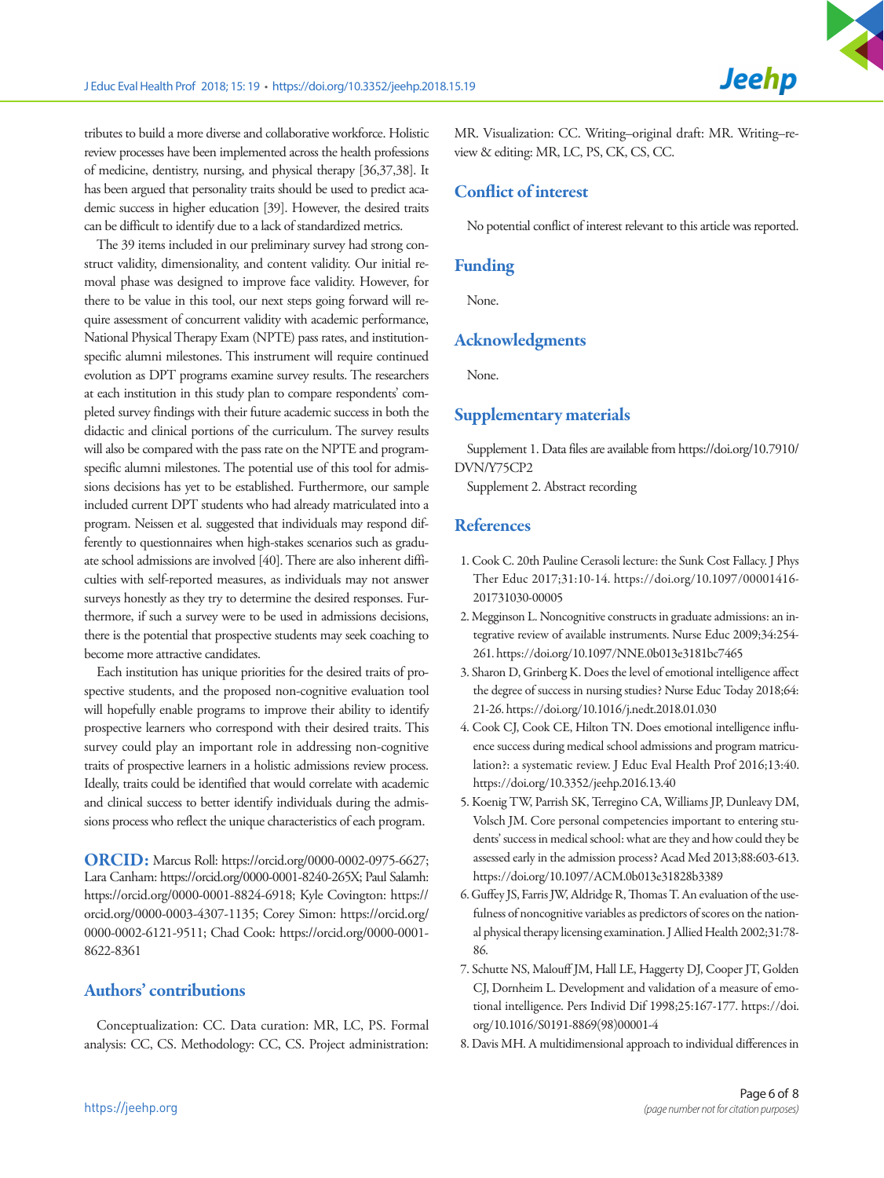tributes to build a more diverse and collaborative workforce. Holistic review processes have been implemented across the health professions of medicine, dentistry, nursing, and physical therapy [36,37,38]. It has been argued that personality traits should be used to predict academic success in higher education [39]. However, the desired traits can be difficult to identify due to a lack of standardized metrics.

The 39 items included in our preliminary survey had strong construct validity, dimensionality, and content validity. Our initial removal phase was designed to improve face validity. However, for there to be value in this tool, our next steps going forward will require assessment of concurrent validity with academic performance, National Physical Therapy Exam (NPTE) pass rates, and institution-specific alumni milestones. This instrument will require continued evolution as DPT programs examine survey results. The researchers at each institution in this study plan to compare respondents' completed survey findings with their future academic success in both the didactic and clinical portions of the curriculum. The survey results will also be compared with the pass rate on the NPTE and program-specific alumni milestones. The potential use of this tool for admissions decisions has yet to be established. Furthermore, our sample included current DPT students who had already matriculated into a program. Neissen et al. suggested that individuals may respond differently to questionnaires when high-stakes scenarios such as graduate school admissions are involved [40]. There are also inherent difficulties with self-reported measures, as individuals may not answer surveys honestly as they try to determine the desired responses. Furthermore, if such a survey were to be used in admissions decisions, there is the potential that prospective students may seek coaching to become more attractive candidates.

Each institution has unique priorities for the desired traits of prospective students, and the proposed non-cognitive evaluation tool will hopefully enable programs to improve their ability to identify prospective learners who correspond with their desired traits. This survey could play an important role in addressing non-cognitive traits of prospective learners in a holistic admissions review process. Ideally, traits could be identified that would correlate with academic and clinical success to better identify individuals during the admissions process who reflect the unique characteristics of each program.

**ORCID:** Marcus Roll: https://orcid.org/0000-0002-0975-6627; Lara Canham: https://orcid.org/0000-0001-8240-265X; Paul Salamh: https://orcid.org/0000-0001-8824-6918; Kyle Covington: https://orcid.org/0000-0003-4307-1135; Corey Simon: https://orcid.org/0000-0002-6121-9511; Chad Cook: https://orcid.org/0000-0001-8622-8361

## Authors' contributions

Conceptualization: CC. Data curation: MR, LC, PS. Formal analysis: CC, CS. Methodology: CC, CS. Project administration: MR. Visualization: CC. Writing–original draft: MR. Writing–review & editing: MR, LC, PS, CK, CS, CC.

## Conflict of interest

No potential conflict of interest relevant to this article was reported.

## Funding

None.

## Acknowledgments

None.

## Supplementary materials

Supplement 1. Data files are available from https://doi.org/10.7910/DVN/Y75CP2

Supplement 2. Abstract recording

## References

1. Cook C. 20th Pauline Cerasoli lecture: the Sunk Cost Fallacy. J Phys Ther Educ 2017;31:10-14. https://doi.org/10.1097/00001416-201731030-00005
2. Megginson L. Noncognitive constructs in graduate admissions: an integrative review of available instruments. Nurse Educ 2009;34:254-261. https://doi.org/10.1097/NNE.0b013e3181bc7465
3. Sharon D, Grinberg K. Does the level of emotional intelligence affect the degree of success in nursing studies? Nurse Educ Today 2018;64:21-26. https://doi.org/10.1016/j.nedt.2018.01.030
4. Cook CJ, Cook CE, Hilton TN. Does emotional intelligence influence success during medical school admissions and program matriculation?: a systematic review. J Educ Eval Health Prof 2016;13:40. https://doi.org/10.3352/jeehp.2016.13.40
5. Koenig TW, Parrish SK, Terregino CA, Williams JP, Dunleavy DM, Volsch JM. Core personal competencies important to entering students' success in medical school: what are they and how could they be assessed early in the admission process? Acad Med 2013;88:603-613. https://doi.org/10.1097/ACM.0b013e31828b3389
6. Guffey JS, Farris JW, Aldridge R, Thomas T. An evaluation of the usefulness of noncognitive variables as predictors of scores on the national physical therapy licensing examination. J Allied Health 2002;31:78-86.
7. Schutte NS, Malouff JM, Hall LE, Haggerty DJ, Cooper JT, Golden CJ, Dornheim L. Development and validation of a measure of emotional intelligence. Pers Individ Dif 1998;25:167-177. https://doi.org/10.1016/S0191-8869(98)00001-4
8. Davis MH. A multidimensional approach to individual differences in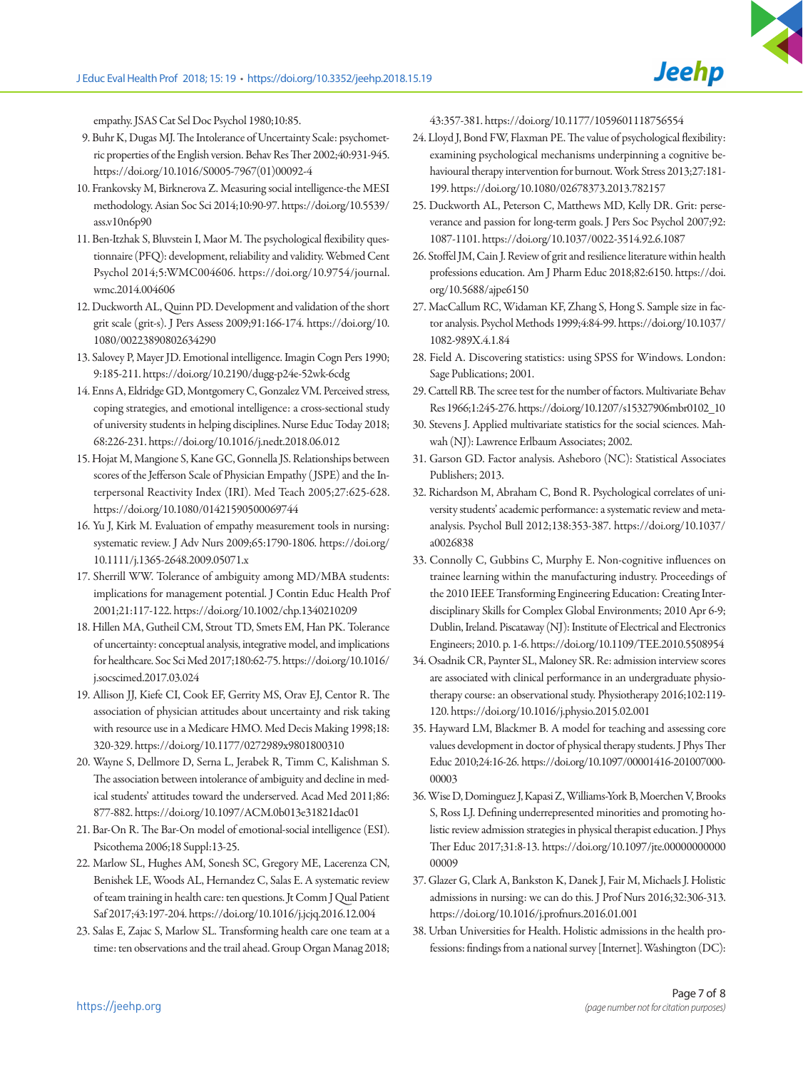empathy. JSAS Cat Sel Doc Psychol 1980;10:85.

9. Buhr K, Dugas MJ. The Intolerance of Uncertainty Scale: psychometric properties of the English version. Behav Res Ther 2002;40:931-945. https://doi.org/10.1016/S0005-7967(01)00092-4
10. Frankovsky M, Birknerova Z. Measuring social intelligence-the MESI methodology. Asian Soc Sci 2014;10:90-97. https://doi.org/10.5539/ass.v10n6p90
11. Ben-Itzhak S, Bluvstein I, Maor M. The psychological flexibility questionnaire (PFQ): development, reliability and validity. Webmed Cent Psychol 2014;5:WMC004606. https://doi.org/10.9754/journal.wmc.2014.004606
12. Duckworth AL, Quinn PD. Development and validation of the short grit scale (grit-s). J Pers Assess 2009;91:166-174. https://doi.org/10.1080/00223890802634290
13. Salovey P, Mayer JD. Emotional intelligence. Imagin Cogn Pers 1990;9:185-211. https://doi.org/10.2190/dugg-p24e-52wk-6cdg
14. Enns A, Eldridge GD, Montgomery C, Gonzalez VM. Perceived stress, coping strategies, and emotional intelligence: a cross-sectional study of university students in helping disciplines. Nurse Educ Today 2018;68:226-231. https://doi.org/10.1016/j.nedt.2018.06.012
15. Hojat M, Mangione S, Kane GC, Gonnella JS. Relationships between scores of the Jefferson Scale of Physician Empathy (JSPE) and the Interpersonal Reactivity Index (IRI). Med Teach 2005;27:625-628. https://doi.org/10.1080/01421590500069744
16. Yu J, Kirk M. Evaluation of empathy measurement tools in nursing: systematic review. J Adv Nurs 2009;65:1790-1806. https://doi.org/10.1111/j.1365-2648.2009.05071.x
17. Sherrill WW. Tolerance of ambiguity among MD/MBA students: implications for management potential. J Contin Educ Health Prof 2001;21:117-122. https://doi.org/10.1002/chp.1340210209
18. Hillen MA, Gutheil CM, Strout TD, Smets EM, Han PK. Tolerance of uncertainty: conceptual analysis, integrative model, and implications for healthcare. Soc Sci Med 2017;180:62-75. https://doi.org/10.1016/j.socscimed.2017.03.024
19. Allison JJ, Kiefe CI, Cook EF, Gerrity MS, Orav EJ, Centor R. The association of physician attitudes about uncertainty and risk taking with resource use in a Medicare HMO. Med Decis Making 1998;18:320-329. https://doi.org/10.1177/0272989x9801800310
20. Wayne S, Dellmore D, Serna L, Jerabek R, Timm C, Kalishman S. The association between intolerance of ambiguity and decline in medical students' attitudes toward the underserved. Acad Med 2011;86:877-882. https://doi.org/10.1097/ACM.0b013e31821dac01
21. Bar-On R. The Bar-On model of emotional-social intelligence (ESI). Psicothema 2006;18 Suppl:13-25.
22. Marlow SL, Hughes AM, Sonesh SC, Gregory ME, Lacerenza CN, Benishek LE, Woods AL, Hernandez C, Salas E. A systematic review of team training in health care: ten questions. Jt Comm J Qual Patient Saf 2017;43:197-204. https://doi.org/10.1016/j.jcjq.2016.12.004
23. Salas E, Zajac S, Marlow SL. Transforming health care one team at a time: ten observations and the trail ahead. Group Organ Manag 2018;43:357-381. https://doi.org/10.1177/1059601118756554
24. Lloyd J, Bond FW, Flaxman PE. The value of psychological flexibility: examining psychological mechanisms underpinning a cognitive behavioural therapy intervention for burnout. Work Stress 2013;27:181-199. https://doi.org/10.1080/02678373.2013.782157
25. Duckworth AL, Peterson C, Matthews MD, Kelly DR. Grit: perseverance and passion for long-term goals. J Pers Soc Psychol 2007;92:1087-1101. https://doi.org/10.1037/0022-3514.92.6.1087
26. Stoffel JM, Cain J. Review of grit and resilience literature within health professions education. Am J Pharm Educ 2018;82:6150. https://doi.org/10.5688/ajpe6150
27. MacCallum RC, Widaman KF, Zhang S, Hong S. Sample size in factor analysis. Psychol Methods 1999;4:84-99. https://doi.org/10.1037/1082-989X.4.1.84
28. Field A. Discovering statistics: using SPSS for Windows. London: Sage Publications; 2001.
29. Cattell RB. The scree test for the number of factors. Multivariate Behav Res 1966;1:245-276. https://doi.org/10.1207/s15327906mbr0102_10
30. Stevens J. Applied multivariate statistics for the social sciences. Mahwah (NJ): Lawrence Erlbaum Associates; 2002.
31. Garson GD. Factor analysis. Asheboro (NC): Statistical Associates Publishers; 2013.
32. Richardson M, Abraham C, Bond R. Psychological correlates of university students' academic performance: a systematic review and meta-analysis. Psychol Bull 2012;138:353-387. https://doi.org/10.1037/a0026838
33. Connolly C, Gubbins C, Murphy E. Non-cognitive influences on trainee learning within the manufacturing industry. Proceedings of the 2010 IEEE Transforming Engineering Education: Creating Interdisciplinary Skills for Complex Global Environments; 2010 Apr 6-9; Dublin, Ireland. Piscataway (NJ): Institute of Electrical and Electronics Engineers; 2010. p. 1-6. https://doi.org/10.1109/TEE.2010.5508954
34. Osadnik CR, Paynter SL, Maloney SR. Re: admission interview scores are associated with clinical performance in an undergraduate physiotherapy course: an observational study. Physiotherapy 2016;102:119-120. https://doi.org/10.1016/j.physio.2015.02.001
35. Hayward LM, Blackmer B. A model for teaching and assessing core values development in doctor of physical therapy students. J Phys Ther Educ 2010;24:16-26. https://doi.org/10.1097/00001416-201007000-00003
36. Wise D, Dominguez J, Kapasi Z, Williams-York B, Moerchen V, Brooks S, Ross LJ. Defining underrepresented minorities and promoting holistic review admission strategies in physical therapist education. J Phys Ther Educ 2017;31:8-13. https://doi.org/10.1097/jte.0000000000000009
37. Glazer G, Clark A, Bankston K, Danek J, Fair M, Michaels J. Holistic admissions in nursing: we can do this. J Prof Nurs 2016;32:306-313. https://doi.org/10.1016/j.profnurs.2016.01.001
38. Urban Universities for Health. Holistic admissions in the health professions: findings from a national survey [Internet]. Washington (DC):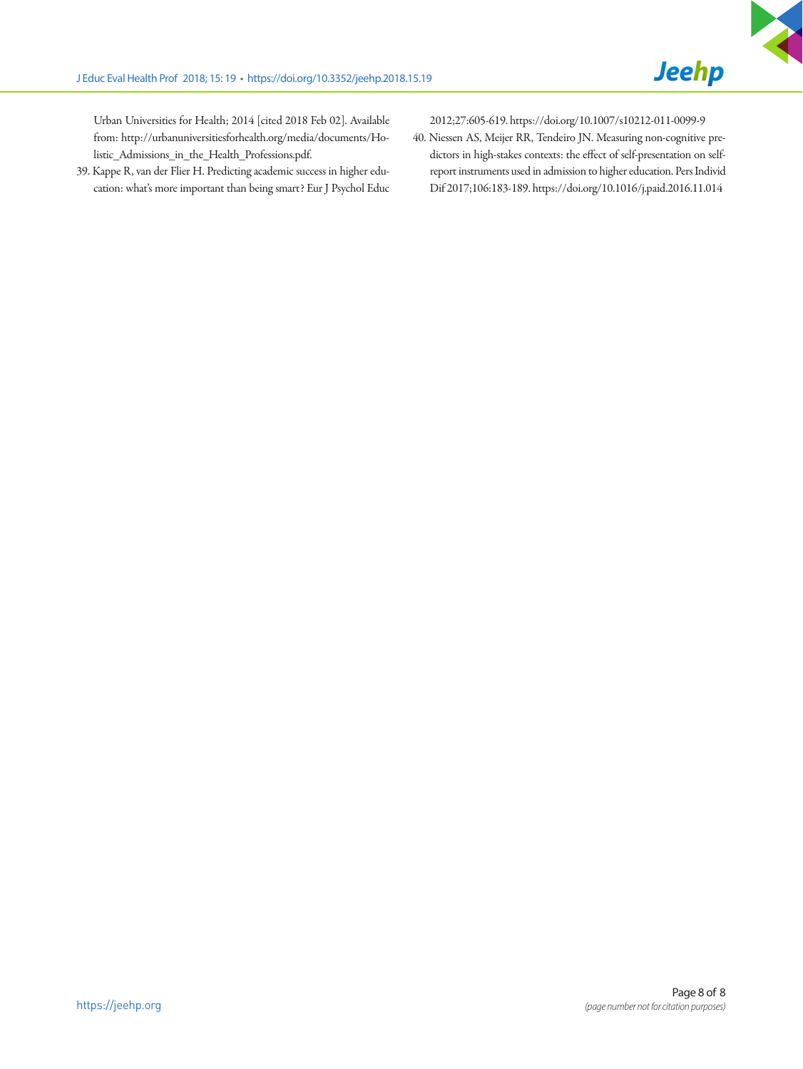Urban Universities for Health; 2014 [cited 2018 Feb 02]. Available from: http://urbanuniversitiesforhealth.org/media/documents/Holistic_Admissions_in_the_Health_Professions.pdf.

39. Kappe R, van der Flier H. Predicting academic success in higher education: what's more important than being smart? Eur J Psychol Educ 2012;27:605-619. https://doi.org/10.1007/s10212-011-0099-9

40. Niessen AS, Meijer RR, Tendeiro JN. Measuring non-cognitive predictors in high-stakes contexts: the effect of self-presentation on self-report instruments used in admission to higher education. Pers Individ Dif 2017;106:183-189. https://doi.org/10.1016/j.paid.2016.11.014